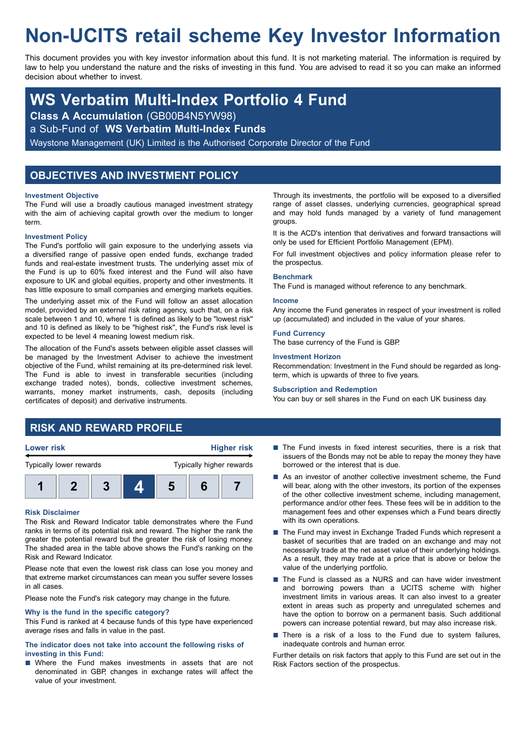# Non-UCITS retail scheme Key Investor Information

This document provides you with key investor information about this fund. It is not marketing material. The information is required by law to help you understand the nature and the risks of investing in this fund. You are advised to read it so you can make an informed decision about whether to invest.

## WS Verbatim Multi-Index Portfolio 4 Fund

**Class A Accumulation** (GB00B4N5YW98)

a Sub-Fund of **WS Verbatim Multi-Index Funds**

Waystone Management (UK) Limited is the Authorised Corporate Director of the Fund

## OBJECTIVES AND INVESTMENT POLICY

### Investment Objective

The Fund will use a broadly cautious managed investment strategy with the aim of achieving capital growth over the medium to longer term.

### Investment Policy

The Fund's portfolio will gain exposure to the underlying assets via a diversified range of passive open ended funds, exchange traded funds and real-estate investment trusts. The underlying asset mix of the Fund is up to 60% fixed interest and the Fund will also have exposure to UK and global equities, property and other investments. It has little exposure to small companies and emerging markets equities.

The underlying asset mix of the Fund will follow an asset allocation model, provided by an external risk rating agency, such that, on a risk scale between 1 and 10, where 1 is defined as likely to be "lowest risk" and 10 is defined as likely to be "highest risk", the Fund's risk level is expected to be level 4 meaning lowest medium risk.

The allocation of the Fund's assets between eligible asset classes will be managed by the Investment Adviser to achieve the investment objective of the Fund, whilst remaining at its pre-determined risk level. The Fund is able to invest in transferable securities (including exchange traded notes), bonds, collective investment schemes, warrants, money market instruments, cash, deposits (including certificates of deposit) and derivative instruments.

Through its investments, the portfolio will be exposed to a diversified range of asset classes, underlying currencies, geographical spread and may hold funds managed by a variety of fund management groups.

It is the ACD's intention that derivatives and forward transactions will only be used for Efficient Portfolio Management (EPM).

For full investment objectives and policy information please refer to the prospectus.

### Benchmark

The Fund is managed without reference to any benchmark.

### Income

Any income the Fund generates in respect of your investment is rolled up (accumulated) and included in the value of your shares.

### Fund Currency

The base currency of the Fund is GBP.

### Investment Horizon

Recommendation: Investment in the Fund should be regarded as long-term, which is upwards of three to five years.

### Subscription and Redemption

You can buy or sell shares in the Fund on each UK business day.

## RISK AND REWARD PROFILE

| Lower risk | | | | | | Higher risk |
|---|---|---|---|---|---|---|
| Typically lower rewards | | | | | | Typically higher rewards |
| 1 | 2 | 3 | **4** | 5 | 6 | 7 |

### Risk Disclaimer

The Risk and Reward Indicator table demonstrates where the Fund ranks in terms of its potential risk and reward. The higher the rank the greater the potential reward but the greater the risk of losing money. The shaded area in the table above shows the Fund's ranking on the Risk and Reward Indicator.

Please note that even the lowest risk class can lose you money and that extreme market circumstances can mean you suffer severe losses in all cases.

Please note the Fund's risk category may change in the future.

### Why is the fund in the specific category?

This Fund is ranked at 4 because funds of this type have experienced average rises and falls in value in the past.

### The indicator does not take into account the following risks of investing in this Fund:

- Where the Fund makes investments in assets that are not denominated in GBP, changes in exchange rates will affect the value of your investment.
- The Fund invests in fixed interest securities, there is a risk that issuers of the Bonds may not be able to repay the money they have borrowed or the interest that is due.
- As an investor of another collective investment scheme, the Fund will bear, along with the other investors, its portion of the expenses of the other collective investment scheme, including management, performance and/or other fees. These fees will be in addition to the management fees and other expenses which a Fund bears directly with its own operations.
- The Fund may invest in Exchange Traded Funds which represent a basket of securities that are traded on an exchange and may not necessarily trade at the net asset value of their underlying holdings. As a result, they may trade at a price that is above or below the value of the underlying portfolio.
- The Fund is classed as a NURS and can have wider investment and borrowing powers than a UCITS scheme with higher investment limits in various areas. It can also invest to a greater extent in areas such as property and unregulated schemes and have the option to borrow on a permanent basis. Such additional powers can increase potential reward, but may also increase risk.
- There is a risk of a loss to the Fund due to system failures, inadequate controls and human error.

Further details on risk factors that apply to this Fund are set out in the Risk Factors section of the prospectus.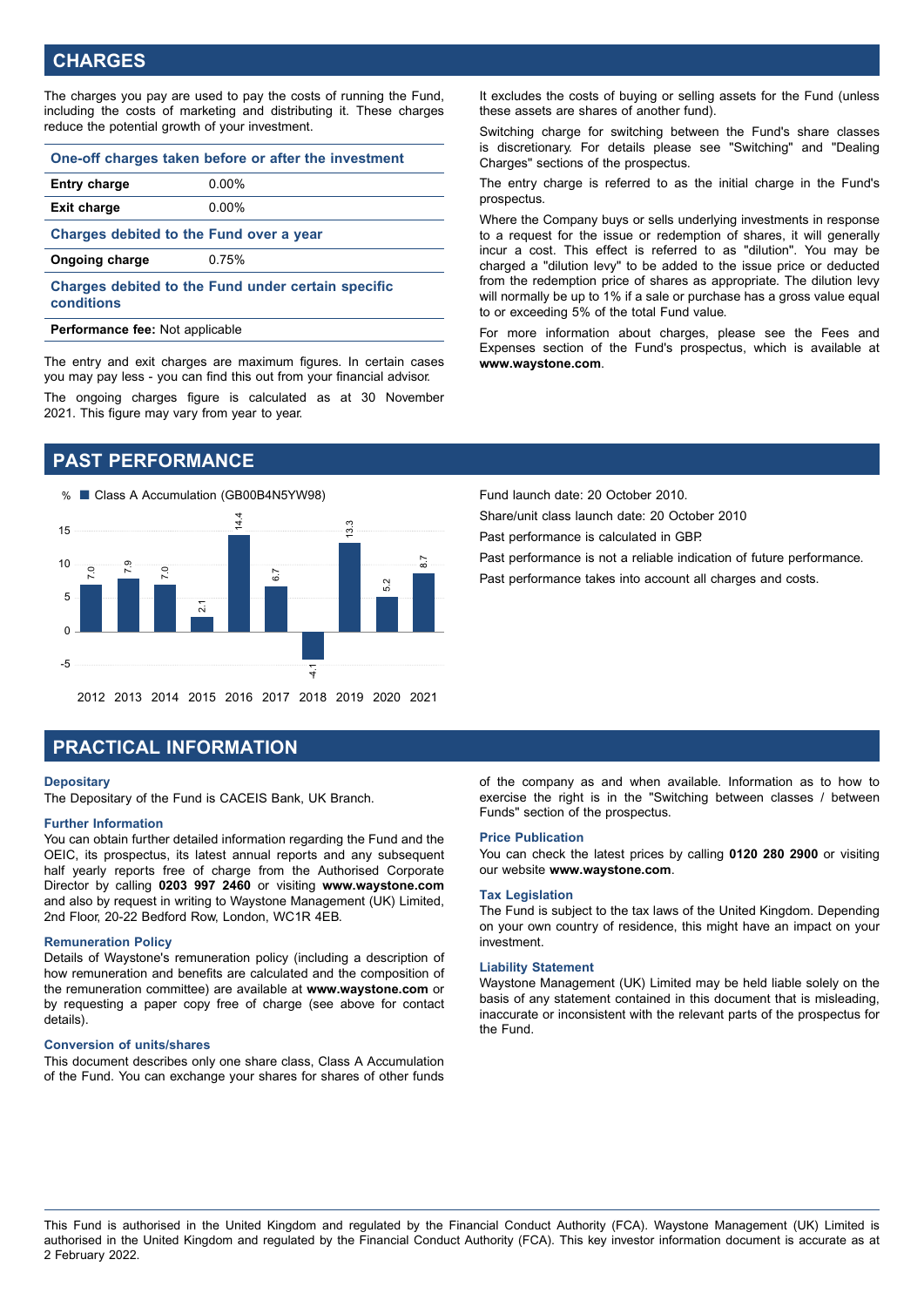## CHARGES

The charges you pay are used to pay the costs of running the Fund, including the costs of marketing and distributing it. These charges reduce the potential growth of your investment.

| | |
|---|---|
| **One-off charges taken before or after the investment** | |
| **Entry charge** | 0.00% |
| **Exit charge** | 0.00% |
| **Charges debited to the Fund over a year** | |
| **Ongoing charge** | 0.75% |
| **Charges debited to the Fund under certain specific conditions** | |
| **Performance fee:** Not applicable | |

The entry and exit charges are maximum figures. In certain cases you may pay less - you can find this out from your financial advisor.

The ongoing charges figure is calculated as at 30 November 2021. This figure may vary from year to year.

It excludes the costs of buying or selling assets for the Fund (unless these assets are shares of another fund).

Switching charge for switching between the Fund's share classes is discretionary. For details please see "Switching" and "Dealing Charges" sections of the prospectus.

The entry charge is referred to as the initial charge in the Fund's prospectus.

Where the Company buys or sells underlying investments in response to a request for the issue or redemption of shares, it will generally incur a cost. This effect is referred to as "dilution". You may be charged a "dilution levy" to be added to the issue price or deducted from the redemption price of shares as appropriate. The dilution levy will normally be up to 1% if a sale or purchase has a gross value equal to or exceeding 5% of the total Fund value.

For more information about charges, please see the Fees and Expenses section of the Fund's prospectus, which is available at **www.waystone.com**.

## PAST PERFORMANCE

% Class A Accumulation (GB00B4N5YW98)

15
10
5
0
-5

7.0 7.9 7.0 2.1 14.4 6.7 -4.1 13.3 5.2 8.7

2012 2013 2014 2015 2016 2017 2018 2019 2020 2021

Fund launch date: 20 October 2010.

Share/unit class launch date: 20 October 2010

Past performance is calculated in GBP.

Past performance is not a reliable indication of future performance.

Past performance takes into account all charges and costs.

## PRACTICAL INFORMATION

### Depositary

The Depositary of the Fund is CACEIS Bank, UK Branch.

### Further Information

You can obtain further detailed information regarding the Fund and the OEIC, its prospectus, its latest annual reports and any subsequent half yearly reports free of charge from the Authorised Corporate Director by calling **0203 997 2460** or visiting **www.waystone.com** and also by request in writing to Waystone Management (UK) Limited, 2nd Floor, 20-22 Bedford Row, London, WC1R 4EB.

### Remuneration Policy

Details of Waystone's remuneration policy (including a description of how remuneration and benefits are calculated and the composition of the remuneration committee) are available at **www.waystone.com** or by requesting a paper copy free of charge (see above for contact details).

### Conversion of units/shares

This document describes only one share class, Class A Accumulation of the Fund. You can exchange your shares for shares of other funds of the company as and when available. Information as to how to exercise the right is in the "Switching between classes / between Funds" section of the prospectus.

### Price Publication

You can check the latest prices by calling **0120 280 2900** or visiting our website **www.waystone.com**.

### Tax Legislation

The Fund is subject to the tax laws of the United Kingdom. Depending on your own country of residence, this might have an impact on your investment.

### Liability Statement

Waystone Management (UK) Limited may be held liable solely on the basis of any statement contained in this document that is misleading, inaccurate or inconsistent with the relevant parts of the prospectus for the Fund.

This Fund is authorised in the United Kingdom and regulated by the Financial Conduct Authority (FCA). Waystone Management (UK) Limited is authorised in the United Kingdom and regulated by the Financial Conduct Authority (FCA). This key investor information document is accurate as at 2 February 2022.